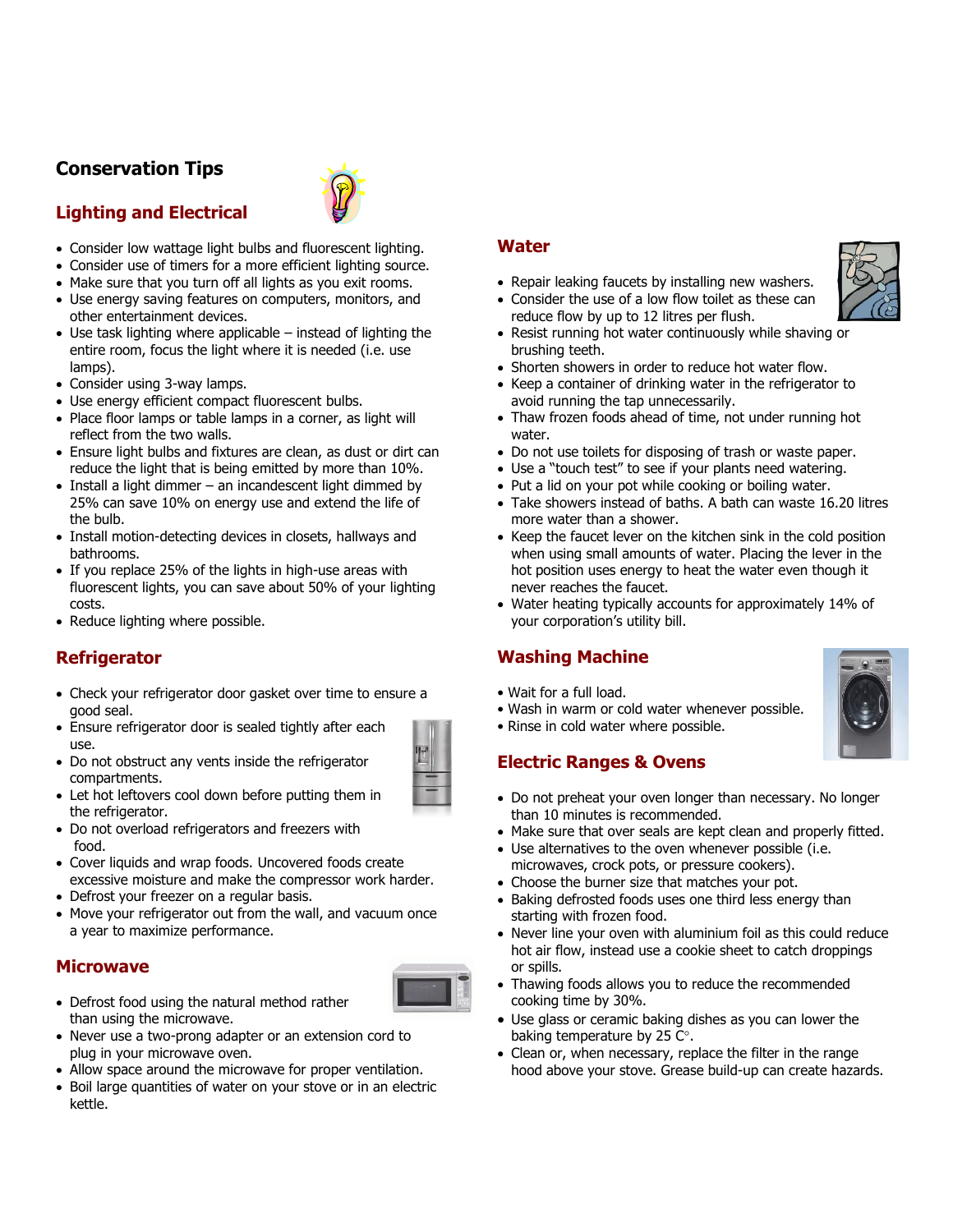# Conservation Tips

## Lighting and Electrical

- Consider low wattage light bulbs and fluorescent lighting.
- Consider use of timers for a more efficient lighting source.
- Make sure that you turn off all lights as you exit rooms.
- Use energy saving features on computers, monitors, and other entertainment devices.
- Use task lighting where applicable – instead of lighting the entire room, focus the light where it is needed (i.e. use lamps).
- Consider using 3-way lamps.
- Use energy efficient compact fluorescent bulbs.
- Place floor lamps or table lamps in a corner, as light will reflect from the two walls.
- Ensure light bulbs and fixtures are clean, as dust or dirt can reduce the light that is being emitted by more than 10%.
- Install a light dimmer – an incandescent light dimmed by 25% can save 10% on energy use and extend the life of the bulb.
- Install motion-detecting devices in closets, hallways and bathrooms.
- If you replace 25% of the lights in high-use areas with fluorescent lights, you can save about 50% of your lighting costs.
- Reduce lighting where possible.

## Refrigerator

- Check your refrigerator door gasket over time to ensure a good seal.
- Ensure refrigerator door is sealed tightly after each use.
- Do not obstruct any vents inside the refrigerator compartments.
- Let hot leftovers cool down before putting them in the refrigerator.
- Do not overload refrigerators and freezers with food.
- Cover liquids and wrap foods. Uncovered foods create excessive moisture and make the compressor work harder.
- Defrost your freezer on a regular basis.
- Move your refrigerator out from the wall, and vacuum once a year to maximize performance.

## Microwave

- Defrost food using the natural method rather than using the microwave.
- Never use a two-prong adapter or an extension cord to plug in your microwave oven.
- Allow space around the microwave for proper ventilation.
- Boil large quantities of water on your stove or in an electric kettle.

## Water

- Repair leaking faucets by installing new washers.
- Consider the use of a low flow toilet as these can reduce flow by up to 12 litres per flush.
- Resist running hot water continuously while shaving or brushing teeth.
- Shorten showers in order to reduce hot water flow.
- Keep a container of drinking water in the refrigerator to avoid running the tap unnecessarily.
- Thaw frozen foods ahead of time, not under running hot water.
- Do not use toilets for disposing of trash or waste paper.
- Use a "touch test" to see if your plants need watering.
- Put a lid on your pot while cooking or boiling water.
- Take showers instead of baths. A bath can waste 16.20 litres more water than a shower.
- Keep the faucet lever on the kitchen sink in the cold position when using small amounts of water. Placing the lever in the hot position uses energy to heat the water even though it never reaches the faucet.
- Water heating typically accounts for approximately 14% of your corporation's utility bill.

## Washing Machine

- Wait for a full load.
- Wash in warm or cold water whenever possible.
- Rinse in cold water where possible.

## Electric Ranges & Ovens

- Do not preheat your oven longer than necessary. No longer than 10 minutes is recommended.
- Make sure that over seals are kept clean and properly fitted.
- Use alternatives to the oven whenever possible (i.e. microwaves, crock pots, or pressure cookers).
- Choose the burner size that matches your pot.
- Baking defrosted foods uses one third less energy than starting with frozen food.
- Never line your oven with aluminium foil as this could reduce hot air flow, instead use a cookie sheet to catch droppings or spills.
- Thawing foods allows you to reduce the recommended cooking time by 30%.
- Use glass or ceramic baking dishes as you can lower the baking temperature by 25 C°.
- Clean or, when necessary, replace the filter in the range hood above your stove. Grease build-up can create hazards.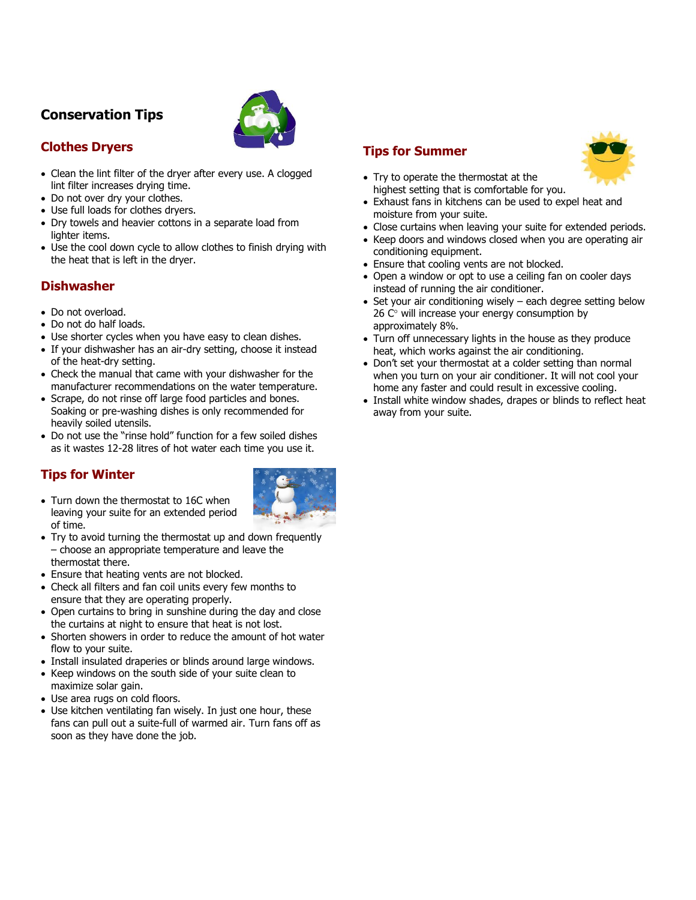## Conservation Tips

### Clothes Dryers

- Clean the lint filter of the dryer after every use. A clogged lint filter increases drying time.
- Do not over dry your clothes.
- Use full loads for clothes dryers.
- Dry towels and heavier cottons in a separate load from lighter items.
- Use the cool down cycle to allow clothes to finish drying with the heat that is left in the dryer.

### Dishwasher

- Do not overload.
- Do not do half loads.
- Use shorter cycles when you have easy to clean dishes.
- If your dishwasher has an air-dry setting, choose it instead of the heat-dry setting.
- Check the manual that came with your dishwasher for the manufacturer recommendations on the water temperature.
- Scrape, do not rinse off large food particles and bones. Soaking or pre-washing dishes is only recommended for heavily soiled utensils.
- Do not use the "rinse hold" function for a few soiled dishes as it wastes 12-28 litres of hot water each time you use it.

### Tips for Winter

- Turn down the thermostat to 16C when leaving your suite for an extended period of time.
- Try to avoid turning the thermostat up and down frequently – choose an appropriate temperature and leave the thermostat there.
- Ensure that heating vents are not blocked.
- Check all filters and fan coil units every few months to ensure that they are operating properly.
- Open curtains to bring in sunshine during the day and close the curtains at night to ensure that heat is not lost.
- Shorten showers in order to reduce the amount of hot water flow to your suite.
- Install insulated draperies or blinds around large windows.
- Keep windows on the south side of your suite clean to maximize solar gain.
- Use area rugs on cold floors.
- Use kitchen ventilating fan wisely. In just one hour, these fans can pull out a suite-full of warmed air. Turn fans off as soon as they have done the job.

### Tips for Summer

- Try to operate the thermostat at the highest setting that is comfortable for you.
- Exhaust fans in kitchens can be used to expel heat and moisture from your suite.
- Close curtains when leaving your suite for extended periods.
- Keep doors and windows closed when you are operating air conditioning equipment.
- Ensure that cooling vents are not blocked.
- Open a window or opt to use a ceiling fan on cooler days instead of running the air conditioner.
- Set your air conditioning wisely – each degree setting below 26 C° will increase your energy consumption by approximately 8%.
- Turn off unnecessary lights in the house as they produce heat, which works against the air conditioning.
- Don't set your thermostat at a colder setting than normal when you turn on your air conditioner. It will not cool your home any faster and could result in excessive cooling.
- Install white window shades, drapes or blinds to reflect heat away from your suite.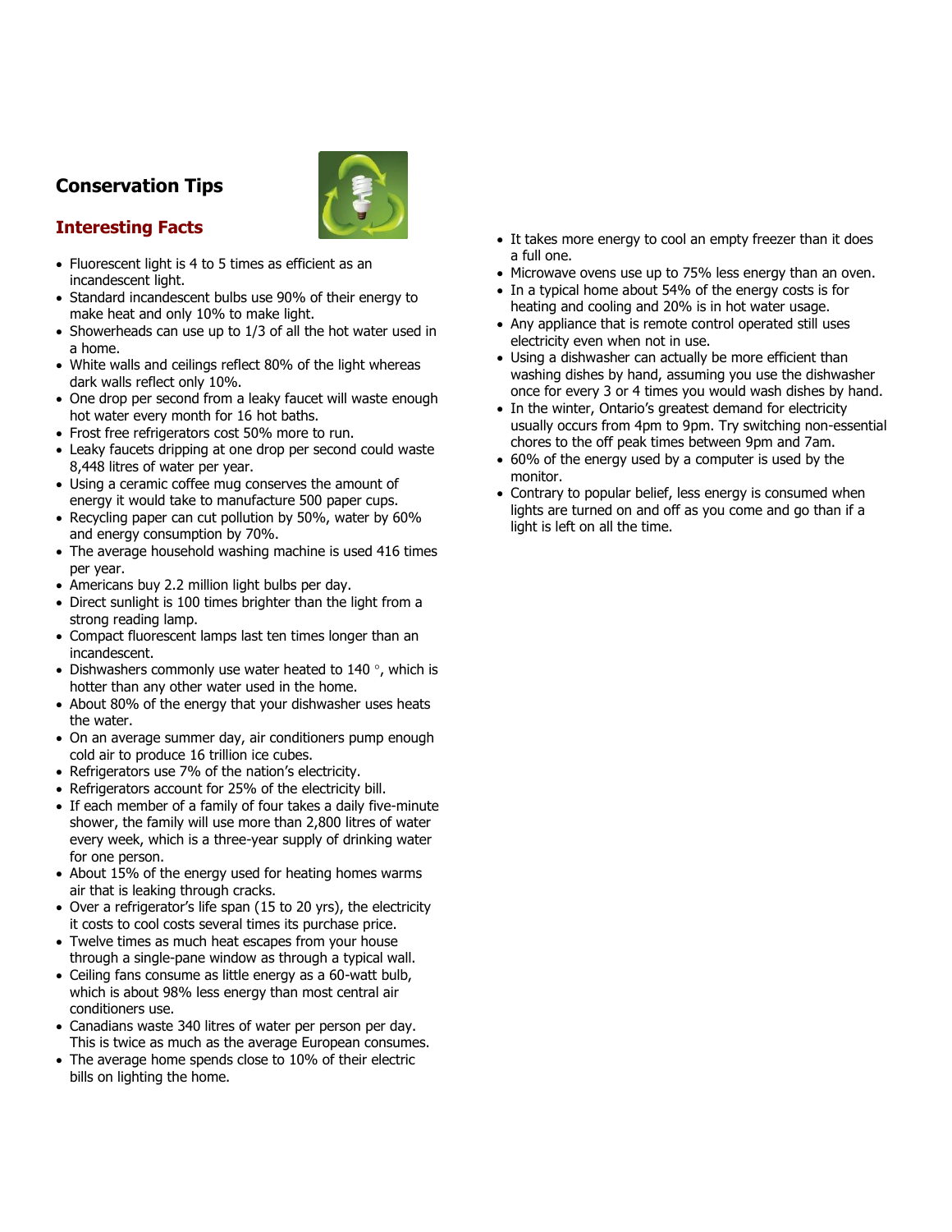## Conservation Tips

### Interesting Facts

- Fluorescent light is 4 to 5 times as efficient as an incandescent light.
- Standard incandescent bulbs use 90% of their energy to make heat and only 10% to make light.
- Showerheads can use up to 1/3 of all the hot water used in a home.
- White walls and ceilings reflect 80% of the light whereas dark walls reflect only 10%.
- One drop per second from a leaky faucet will waste enough hot water every month for 16 hot baths.
- Frost free refrigerators cost 50% more to run.
- Leaky faucets dripping at one drop per second could waste 8,448 litres of water per year.
- Using a ceramic coffee mug conserves the amount of energy it would take to manufacture 500 paper cups.
- Recycling paper can cut pollution by 50%, water by 60% and energy consumption by 70%.
- The average household washing machine is used 416 times per year.
- Americans buy 2.2 million light bulbs per day.
- Direct sunlight is 100 times brighter than the light from a strong reading lamp.
- Compact fluorescent lamps last ten times longer than an incandescent.
- Dishwashers commonly use water heated to 140 °, which is hotter than any other water used in the home.
- About 80% of the energy that your dishwasher uses heats the water.
- On an average summer day, air conditioners pump enough cold air to produce 16 trillion ice cubes.
- Refrigerators use 7% of the nation's electricity.
- Refrigerators account for 25% of the electricity bill.
- If each member of a family of four takes a daily five-minute shower, the family will use more than 2,800 litres of water every week, which is a three-year supply of drinking water for one person.
- About 15% of the energy used for heating homes warms air that is leaking through cracks.
- Over a refrigerator's life span (15 to 20 yrs), the electricity it costs to cool costs several times its purchase price.
- Twelve times as much heat escapes from your house through a single-pane window as through a typical wall.
- Ceiling fans consume as little energy as a 60-watt bulb, which is about 98% less energy than most central air conditioners use.
- Canadians waste 340 litres of water per person per day. This is twice as much as the average European consumes.
- The average home spends close to 10% of their electric bills on lighting the home.
- It takes more energy to cool an empty freezer than it does a full one.
- Microwave ovens use up to 75% less energy than an oven.
- In a typical home about 54% of the energy costs is for heating and cooling and 20% is in hot water usage.
- Any appliance that is remote control operated still uses electricity even when not in use.
- Using a dishwasher can actually be more efficient than washing dishes by hand, assuming you use the dishwasher once for every 3 or 4 times you would wash dishes by hand.
- In the winter, Ontario's greatest demand for electricity usually occurs from 4pm to 9pm. Try switching non-essential chores to the off peak times between 9pm and 7am.
- 60% of the energy used by a computer is used by the monitor.
- Contrary to popular belief, less energy is consumed when lights are turned on and off as you come and go than if a light is left on all the time.